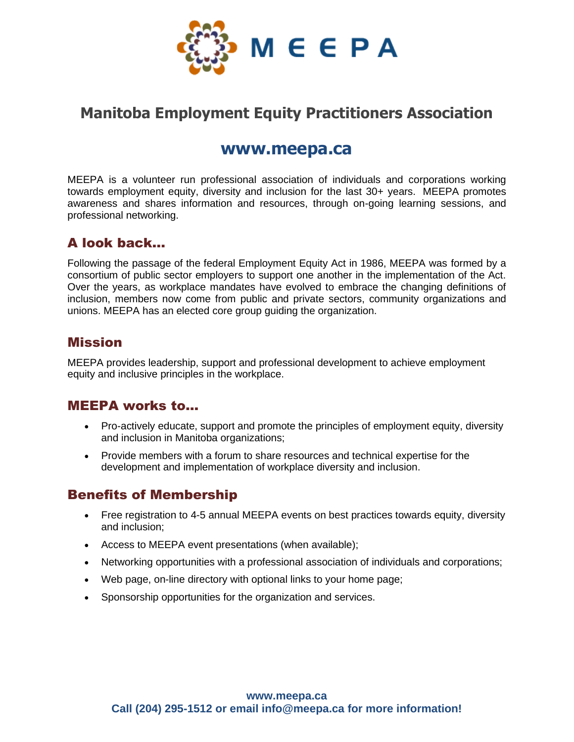# MEEPA

## Manitoba Employment Equity Practitioners Association

**www.meepa.ca**

MEEPA is a volunteer run professional association of individuals and corporations working towards employment equity, diversity and inclusion for the last 30+ years. MEEPA promotes awareness and shares information and resources, through on-going learning sessions, and professional networking.

### A look back…

Following the passage of the federal Employment Equity Act in 1986, MEEPA was formed by a consortium of public sector employers to support one another in the implementation of the Act. Over the years, as workplace mandates have evolved to embrace the changing definitions of inclusion, members now come from public and private sectors, community organizations and unions. MEEPA has an elected core group guiding the organization.

### Mission

MEEPA provides leadership, support and professional development to achieve employment equity and inclusive principles in the workplace.

### MEEPA works to…

- Pro-actively educate, support and promote the principles of employment equity, diversity and inclusion in Manitoba organizations;
- Provide members with a forum to share resources and technical expertise for the development and implementation of workplace diversity and inclusion.

### Benefits of Membership

- Free registration to 4-5 annual MEEPA events on best practices towards equity, diversity and inclusion;
- Access to MEEPA event presentations (when available);
- Networking opportunities with a professional association of individuals and corporations;
- Web page, on-line directory with optional links to your home page;
- Sponsorship opportunities for the organization and services.

**www.meepa.ca**
**Call (204) 295-1512 or email info@meepa.ca for more information!**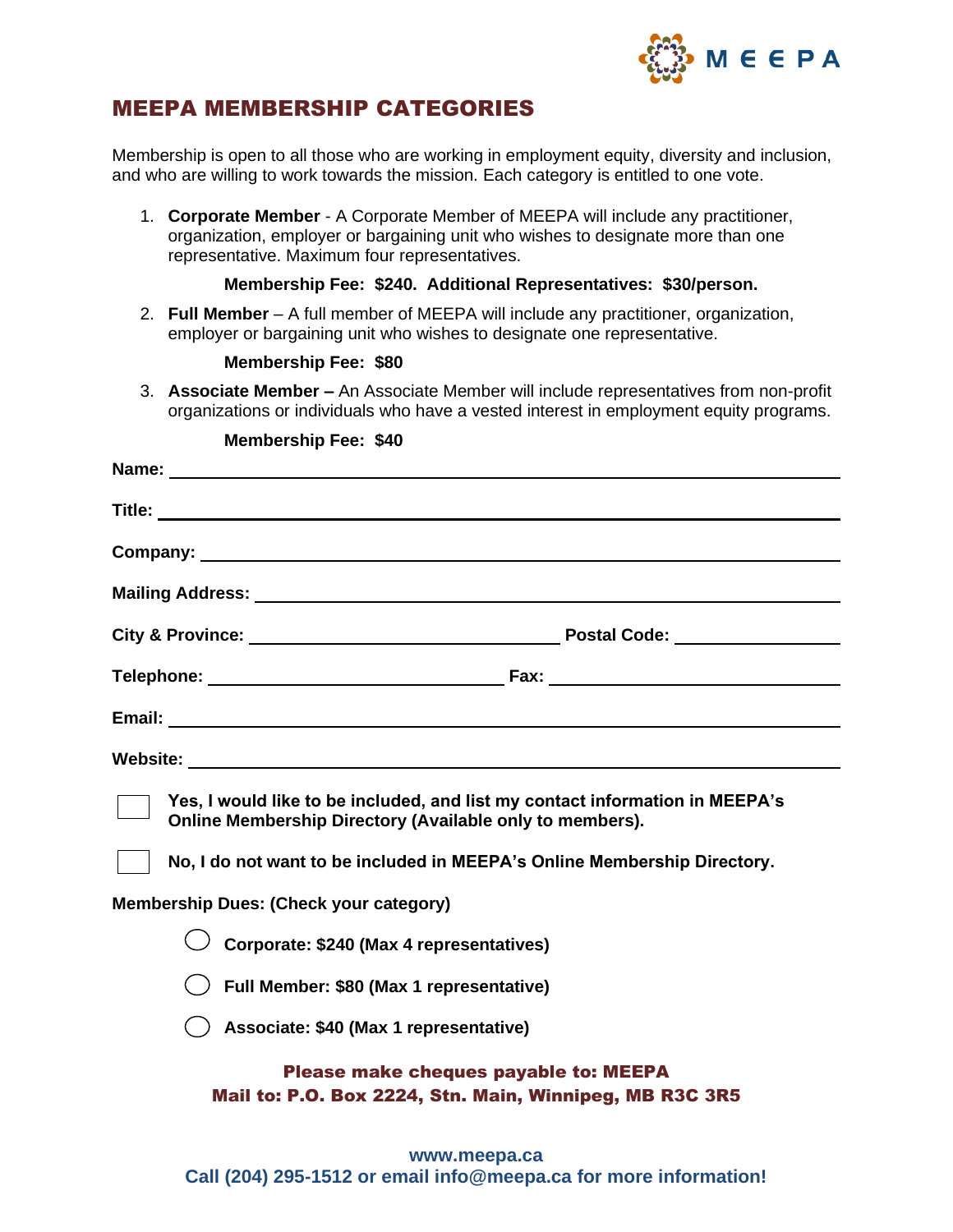MEEPA

# MEEPA MEMBERSHIP CATEGORIES

Membership is open to all those who are working in employment equity, diversity and inclusion, and who are willing to work towards the mission. Each category is entitled to one vote.

1. **Corporate Member** - A Corporate Member of MEEPA will include any practitioner, organization, employer or bargaining unit who wishes to designate more than one representative. Maximum four representatives.

   **Membership Fee: $240. Additional Representatives: $30/person.**

2. **Full Member** – A full member of MEEPA will include any practitioner, organization, employer or bargaining unit who wishes to designate one representative.

   **Membership Fee: $80**

3. **Associate Member –** An Associate Member will include representatives from non-profit organizations or individuals who have a vested interest in employment equity programs.

   **Membership Fee: $40**

**Name:** ______________________________

**Title:** ______________________________

**Company:** ______________________________

**Mailing Address:** ______________________________

**City & Province:** ____________________ **Postal Code:** ______________

**Telephone:** ____________________ **Fax:** ____________________

**Email:** ______________________________

**Website:** ______________________________

☐ **Yes, I would like to be included, and list my contact information in MEEPA's Online Membership Directory (Available only to members).**

☐ **No, I do not want to be included in MEEPA's Online Membership Directory.**

**Membership Dues: (Check your category)**

◯ **Corporate: $240 (Max 4 representatives)**

◯ **Full Member: $80 (Max 1 representative)**

◯ **Associate: $40 (Max 1 representative)**

**Please make cheques payable to: MEEPA**
**Mail to: P.O. Box 2224, Stn. Main, Winnipeg, MB R3C 3R5**

**www.meepa.ca**
**Call (204) 295-1512 or email info@meepa.ca for more information!**